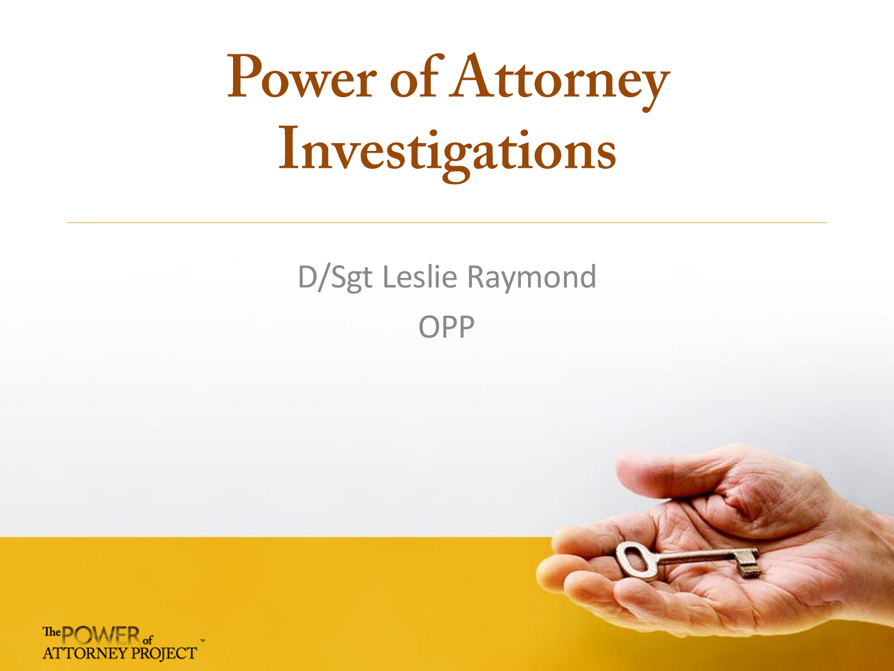# Power of Attorney Investigations

D/Sgt Leslie Raymond

OPP

The POWER of ATTORNEY PROJECT™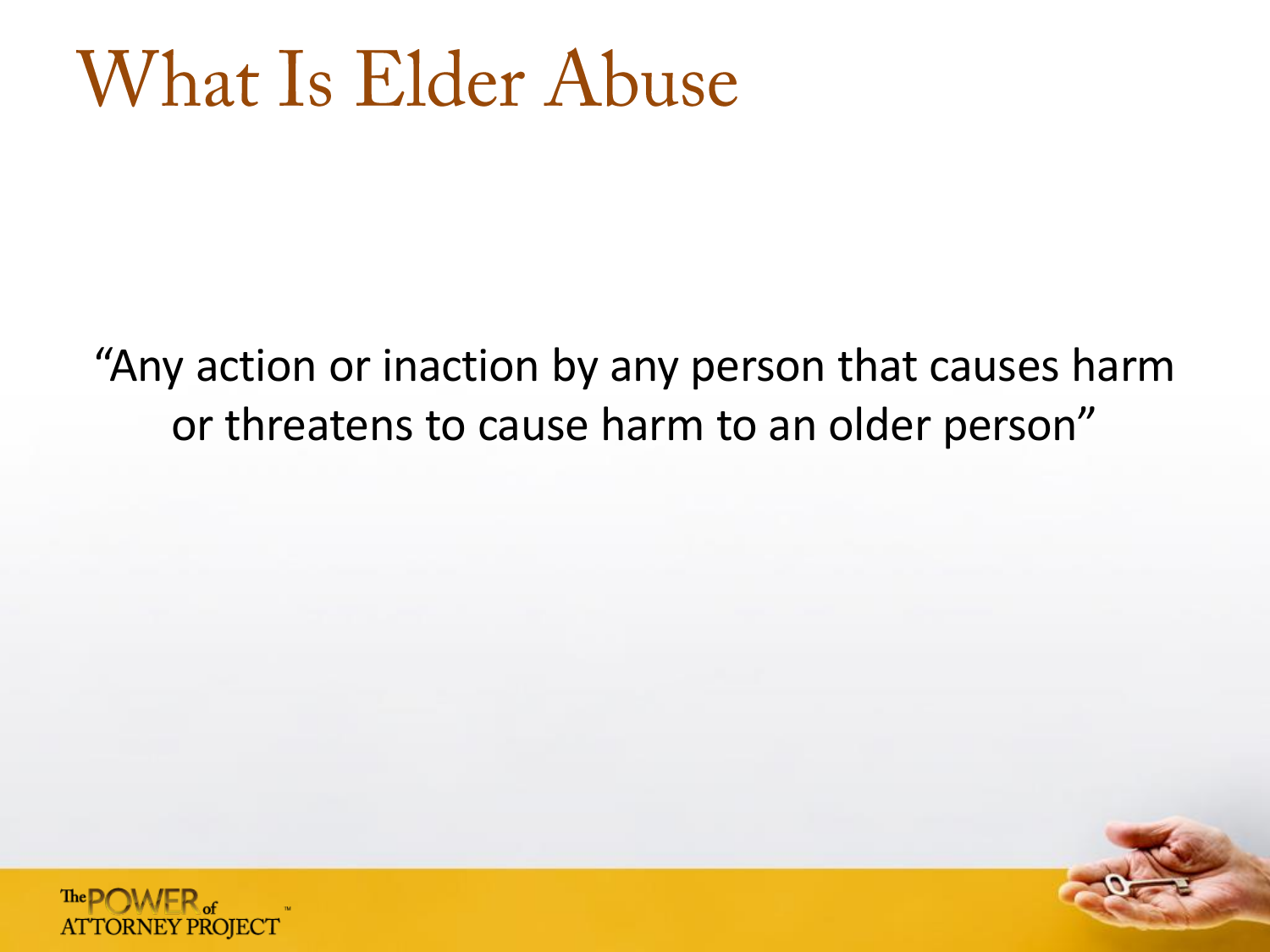# What Is Elder Abuse

"Any action or inaction by any person that causes harm or threatens to cause harm to an older person"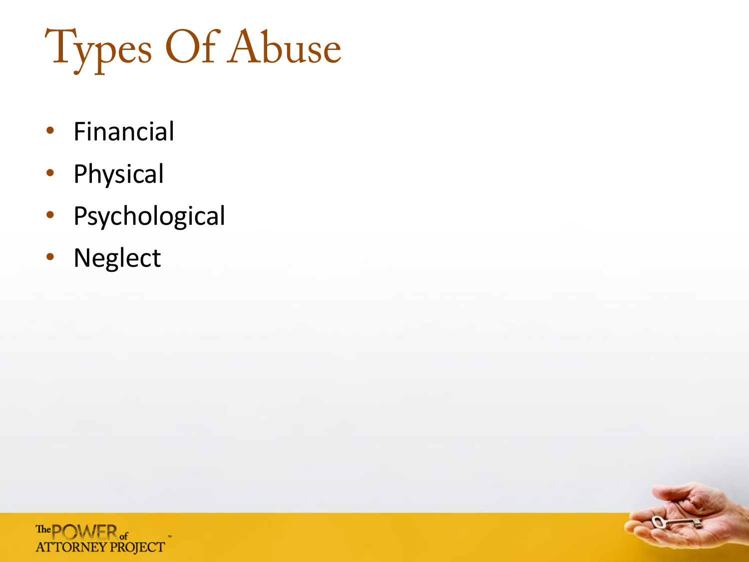# Types Of Abuse

- Financial
- Physical
- Psychological
- Neglect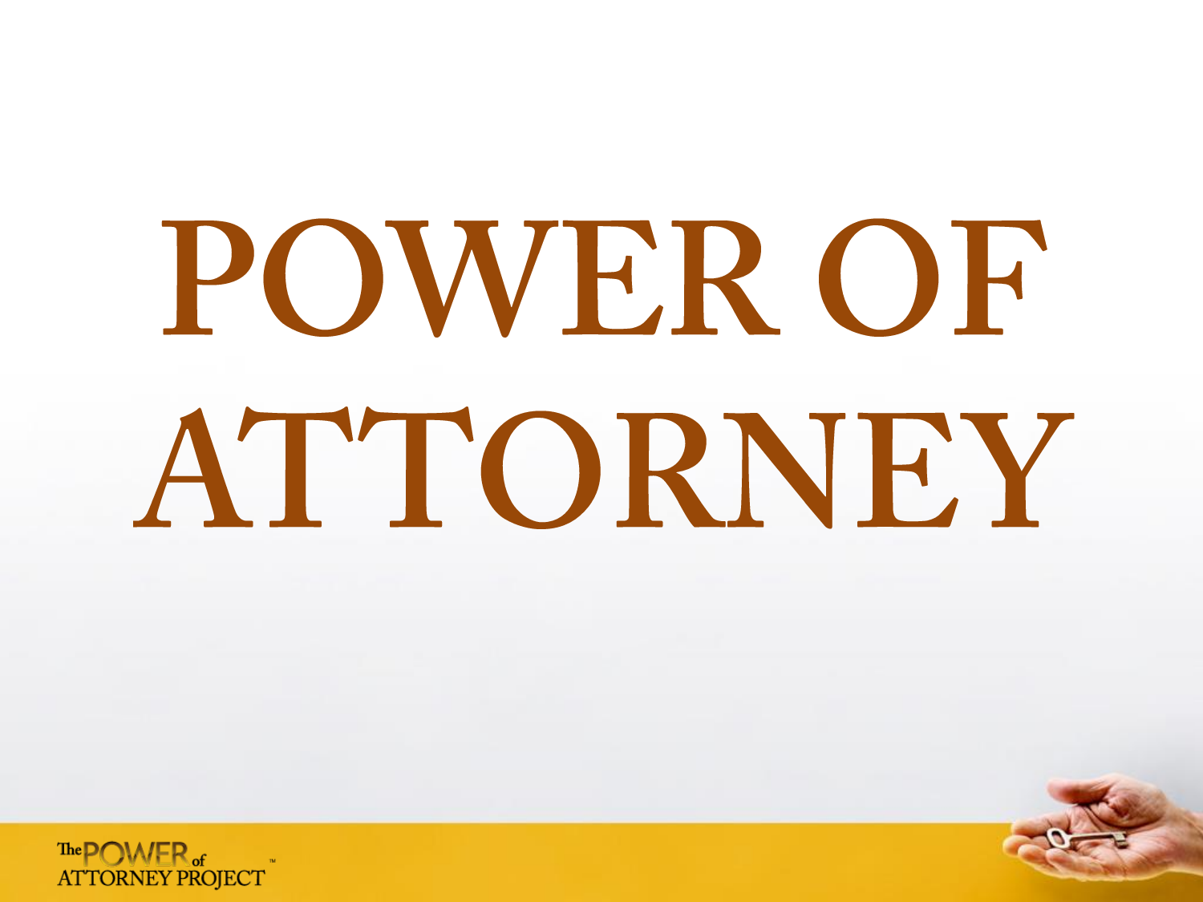# POWER OF ATTORNEY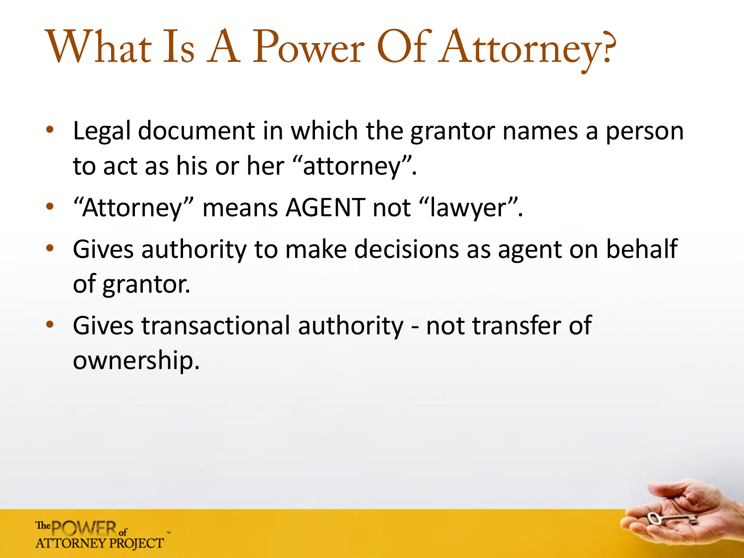# What Is A Power Of Attorney?

- Legal document in which the grantor names a person to act as his or her "attorney".
- "Attorney" means AGENT not "lawyer".
- Gives authority to make decisions as agent on behalf of grantor.
- Gives transactional authority - not transfer of ownership.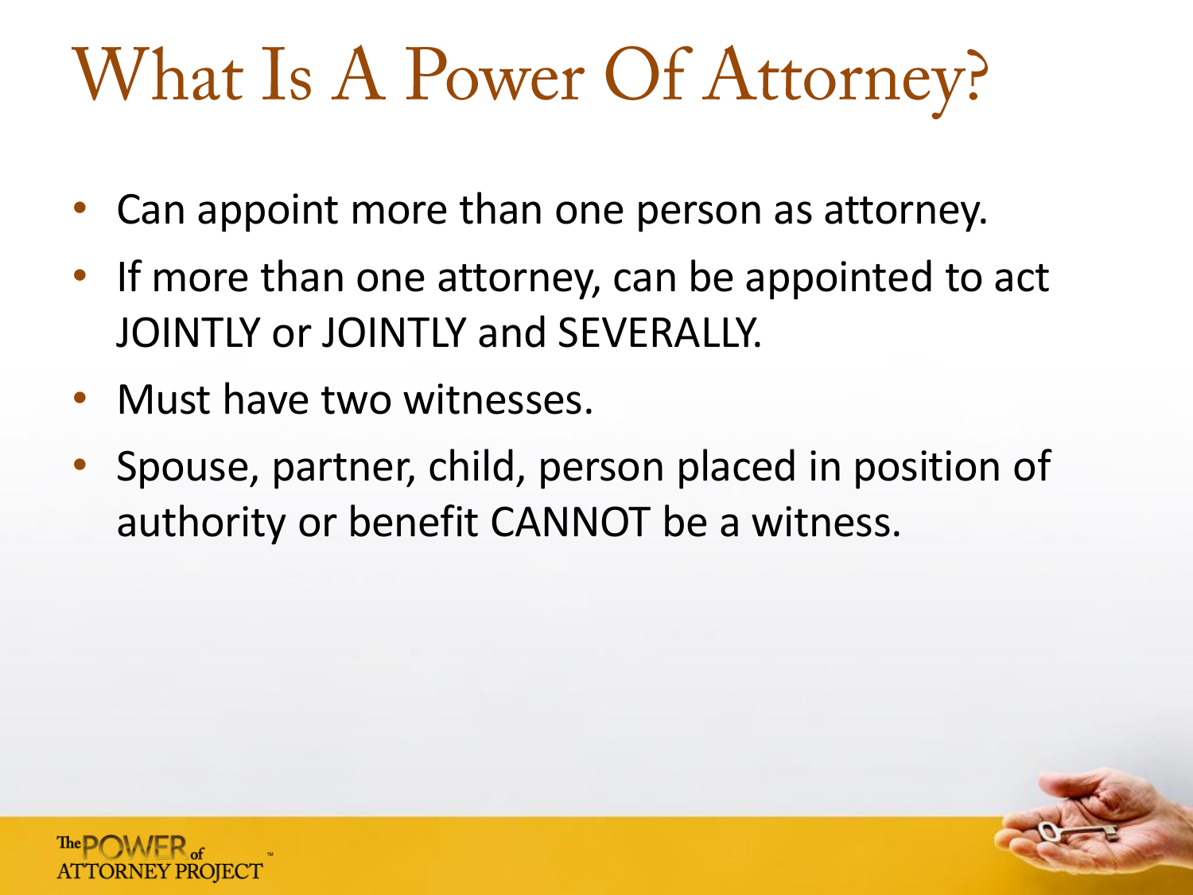# What Is A Power Of Attorney?

- Can appoint more than one person as attorney.
- If more than one attorney, can be appointed to act JOINTLY or JOINTLY and SEVERALLY.
- Must have two witnesses.
- Spouse, partner, child, person placed in position of authority or benefit CANNOT be a witness.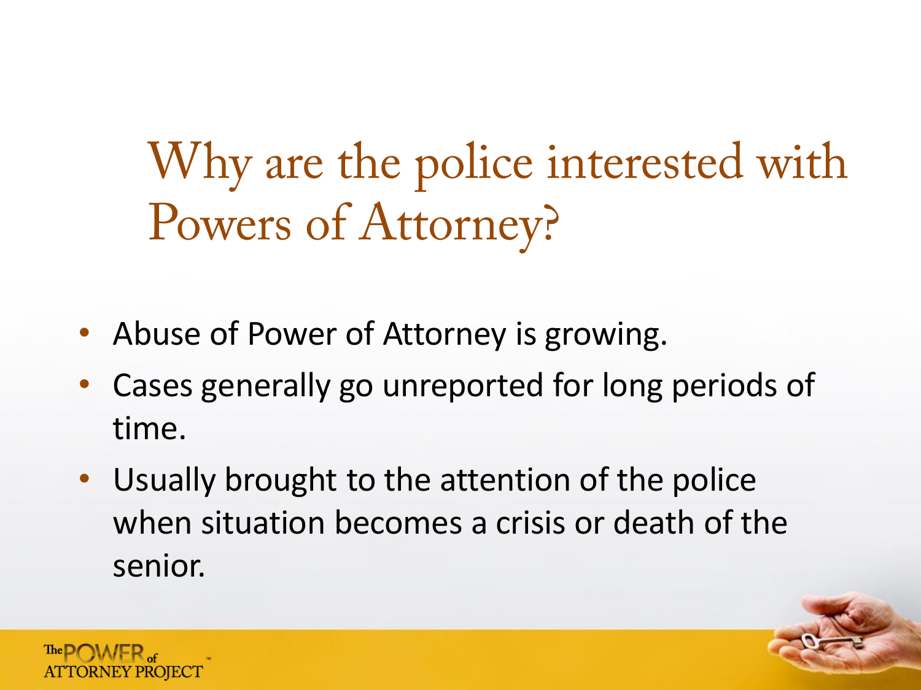# Why are the police interested with Powers of Attorney?

- Abuse of Power of Attorney is growing.
- Cases generally go unreported for long periods of time.
- Usually brought to the attention of the police when situation becomes a crisis or death of the senior.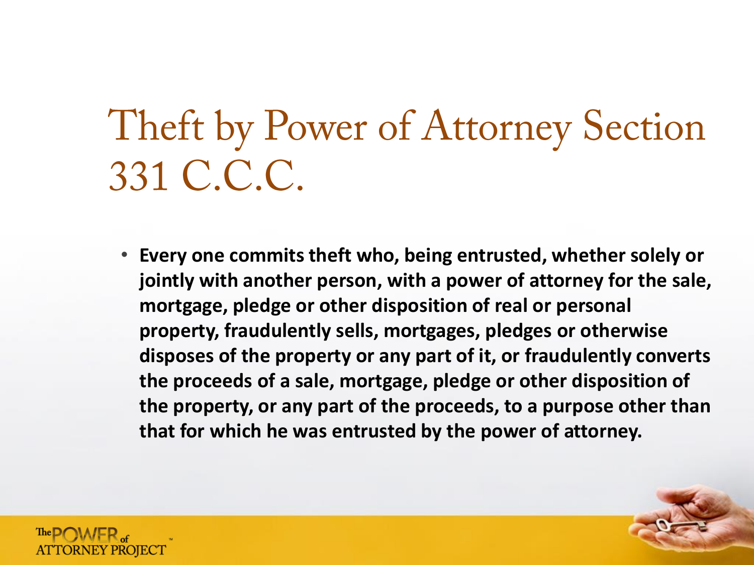# Theft by Power of Attorney Section 331 C.C.C.

- **Every one commits theft who, being entrusted, whether solely or jointly with another person, with a power of attorney for the sale, mortgage, pledge or other disposition of real or personal property, fraudulently sells, mortgages, pledges or otherwise disposes of the property or any part of it, or fraudulently converts the proceeds of a sale, mortgage, pledge or other disposition of the property, or any part of the proceeds, to a purpose other than that for which he was entrusted by the power of attorney.**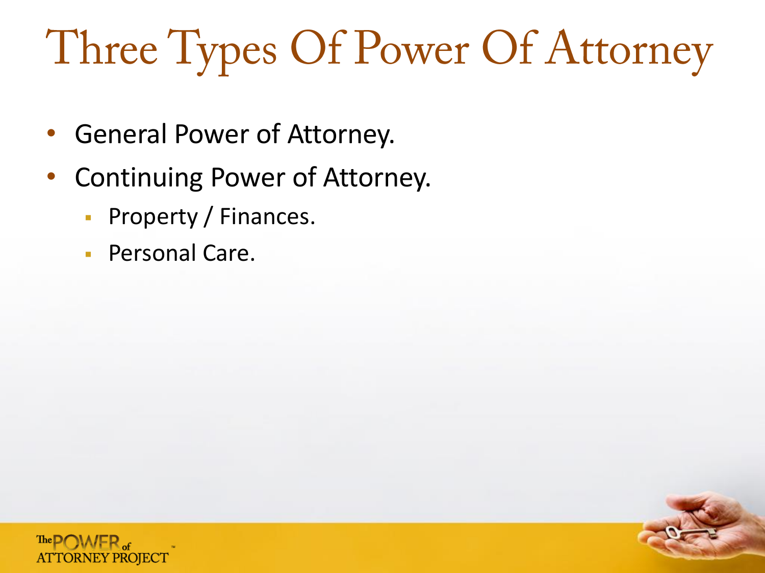# Three Types Of Power Of Attorney

- General Power of Attorney.
- Continuing Power of Attorney.
  - Property / Finances.
  - Personal Care.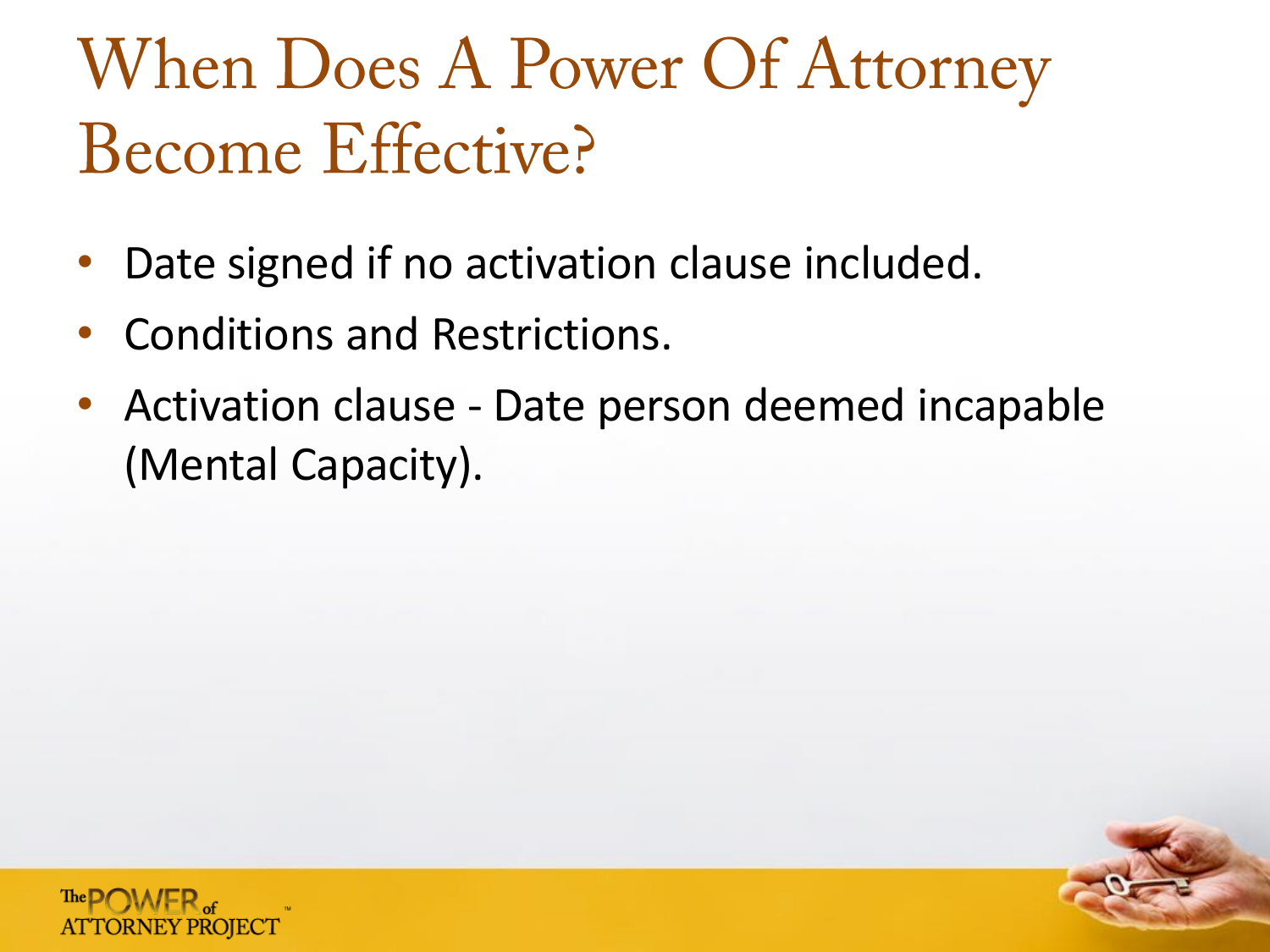# When Does A Power Of Attorney Become Effective?

- Date signed if no activation clause included.
- Conditions and Restrictions.
- Activation clause - Date person deemed incapable (Mental Capacity).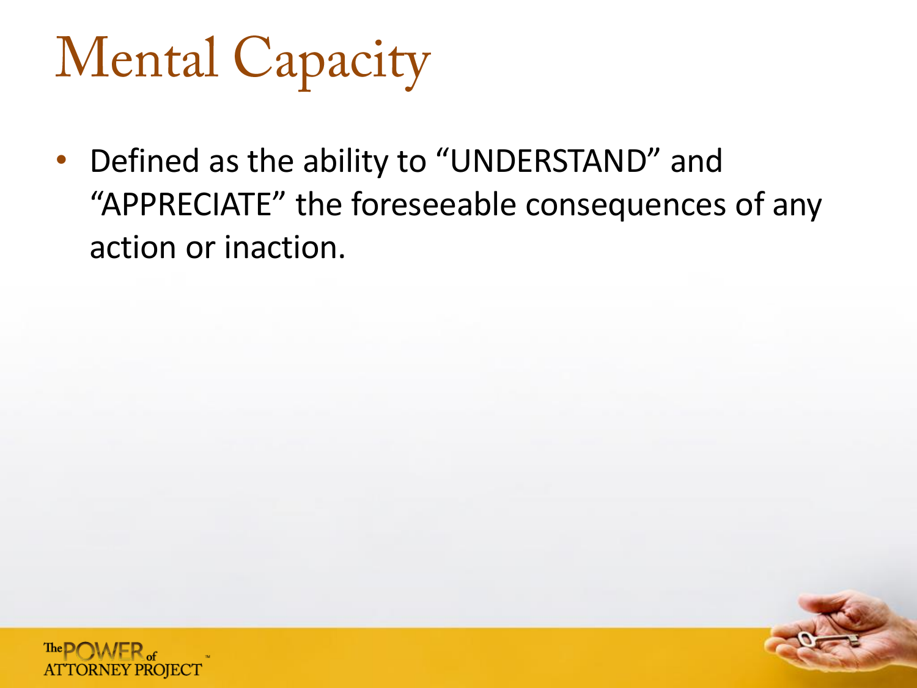# Mental Capacity

- Defined as the ability to “UNDERSTAND” and “APPRECIATE” the foreseeable consequences of any action or inaction.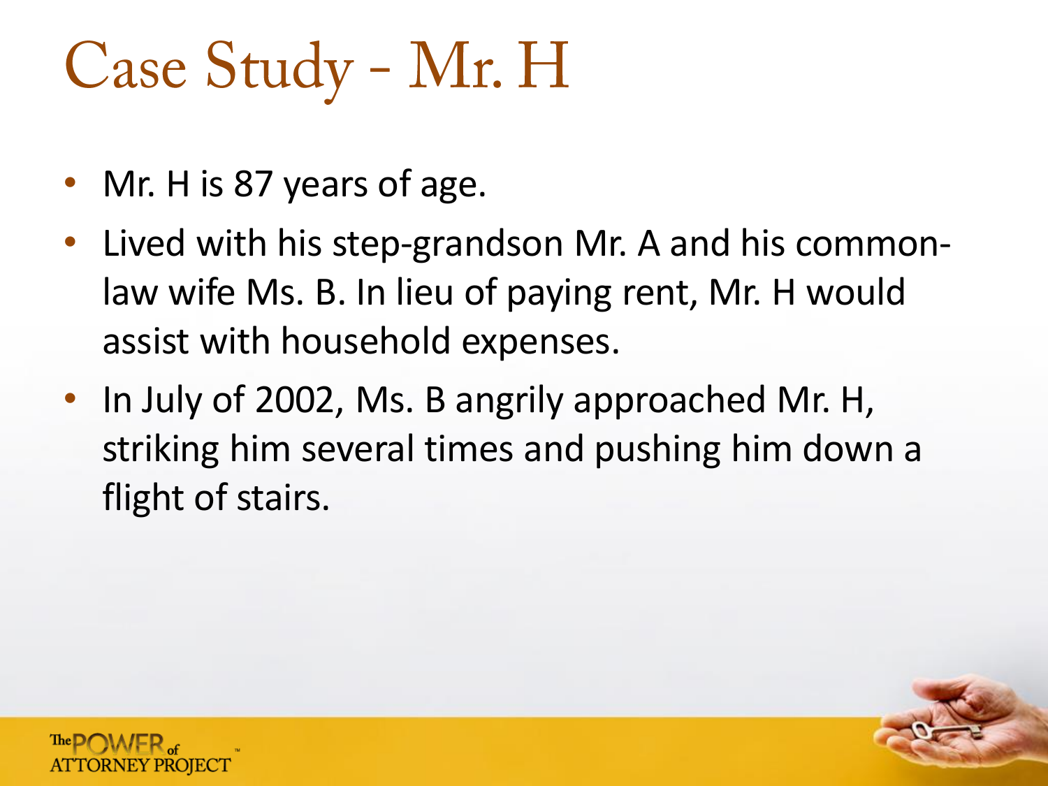# Case Study - Mr. H

- Mr. H is 87 years of age.
- Lived with his step-grandson Mr. A and his common-law wife Ms. B. In lieu of paying rent, Mr. H would assist with household expenses.
- In July of 2002, Ms. B angrily approached Mr. H, striking him several times and pushing him down a flight of stairs.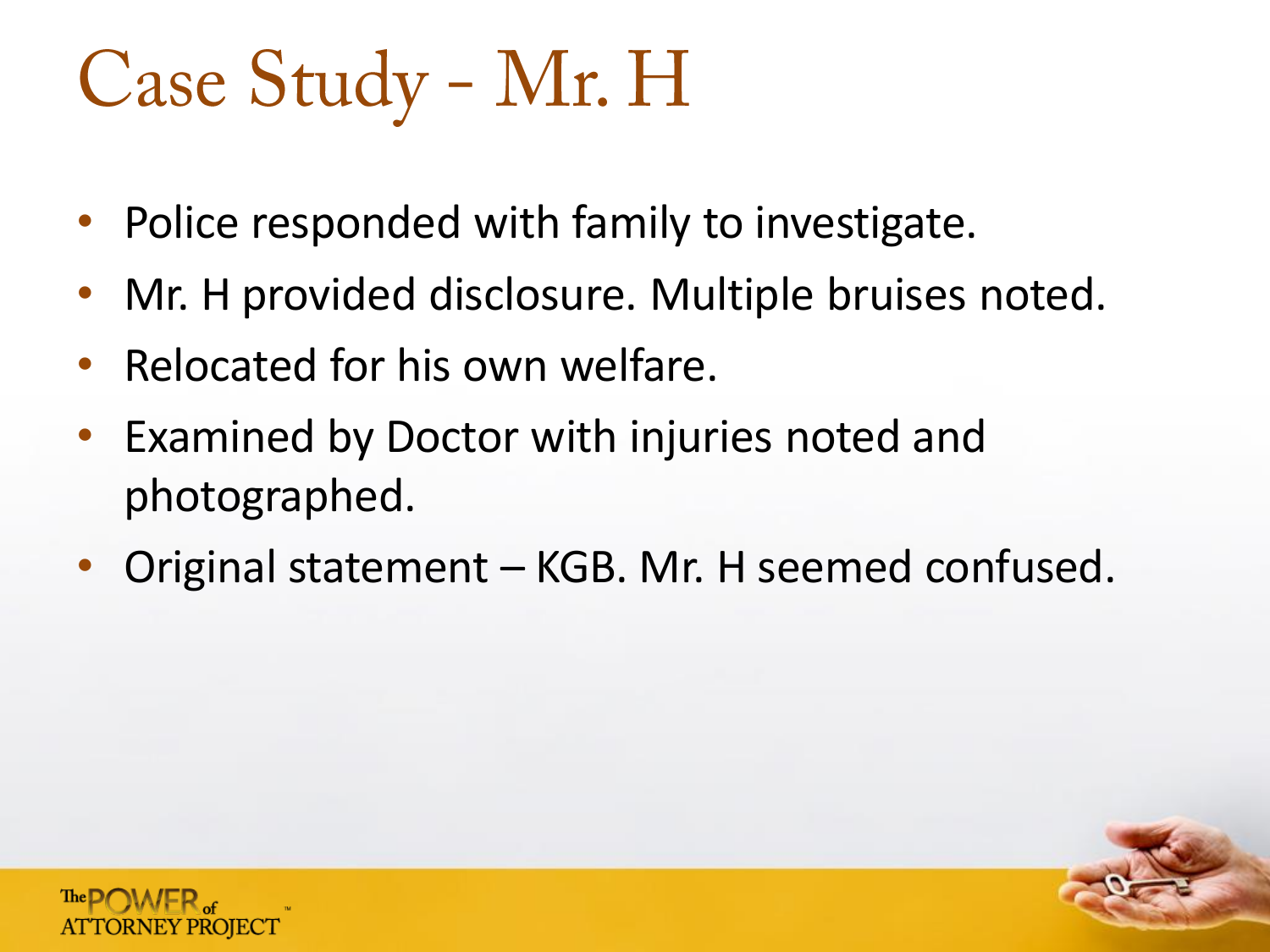# Case Study - Mr. H

- Police responded with family to investigate.
- Mr. H provided disclosure. Multiple bruises noted.
- Relocated for his own welfare.
- Examined by Doctor with injuries noted and photographed.
- Original statement – KGB. Mr. H seemed confused.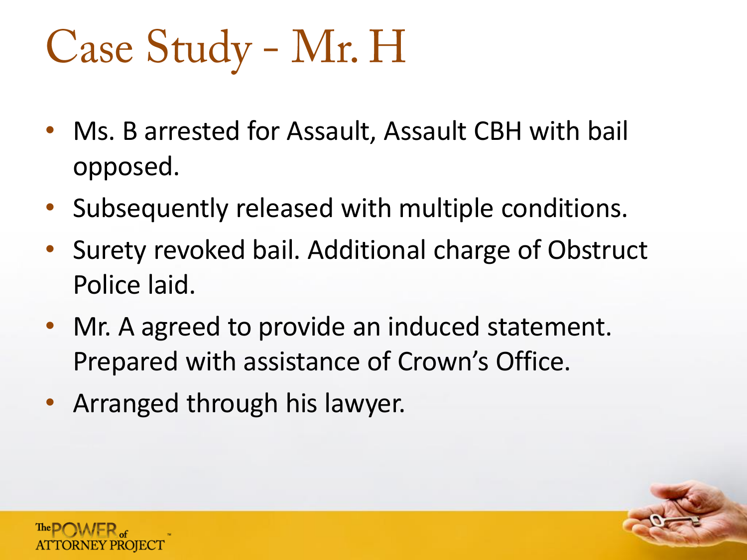# Case Study - Mr. H

- Ms. B arrested for Assault, Assault CBH with bail opposed.
- Subsequently released with multiple conditions.
- Surety revoked bail. Additional charge of Obstruct Police laid.
- Mr. A agreed to provide an induced statement. Prepared with assistance of Crown's Office.
- Arranged through his lawyer.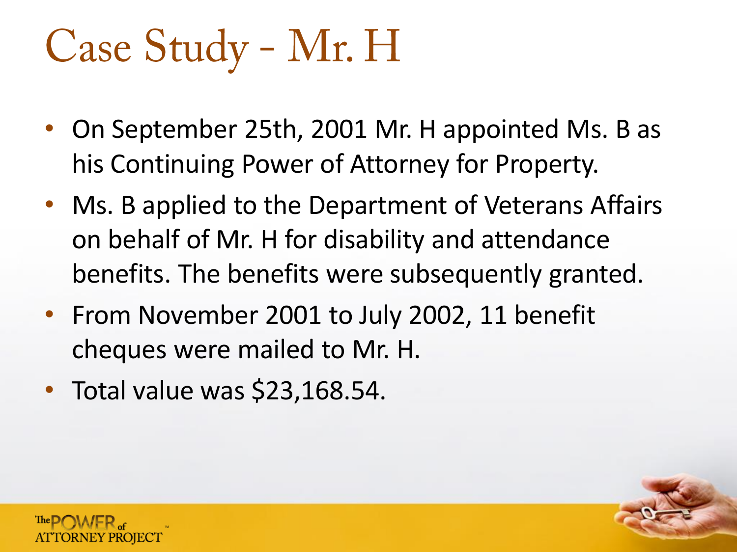# Case Study - Mr. H

- On September 25th, 2001 Mr. H appointed Ms. B as his Continuing Power of Attorney for Property.
- Ms. B applied to the Department of Veterans Affairs on behalf of Mr. H for disability and attendance benefits. The benefits were subsequently granted.
- From November 2001 to July 2002, 11 benefit cheques were mailed to Mr. H.
- Total value was $23,168.54.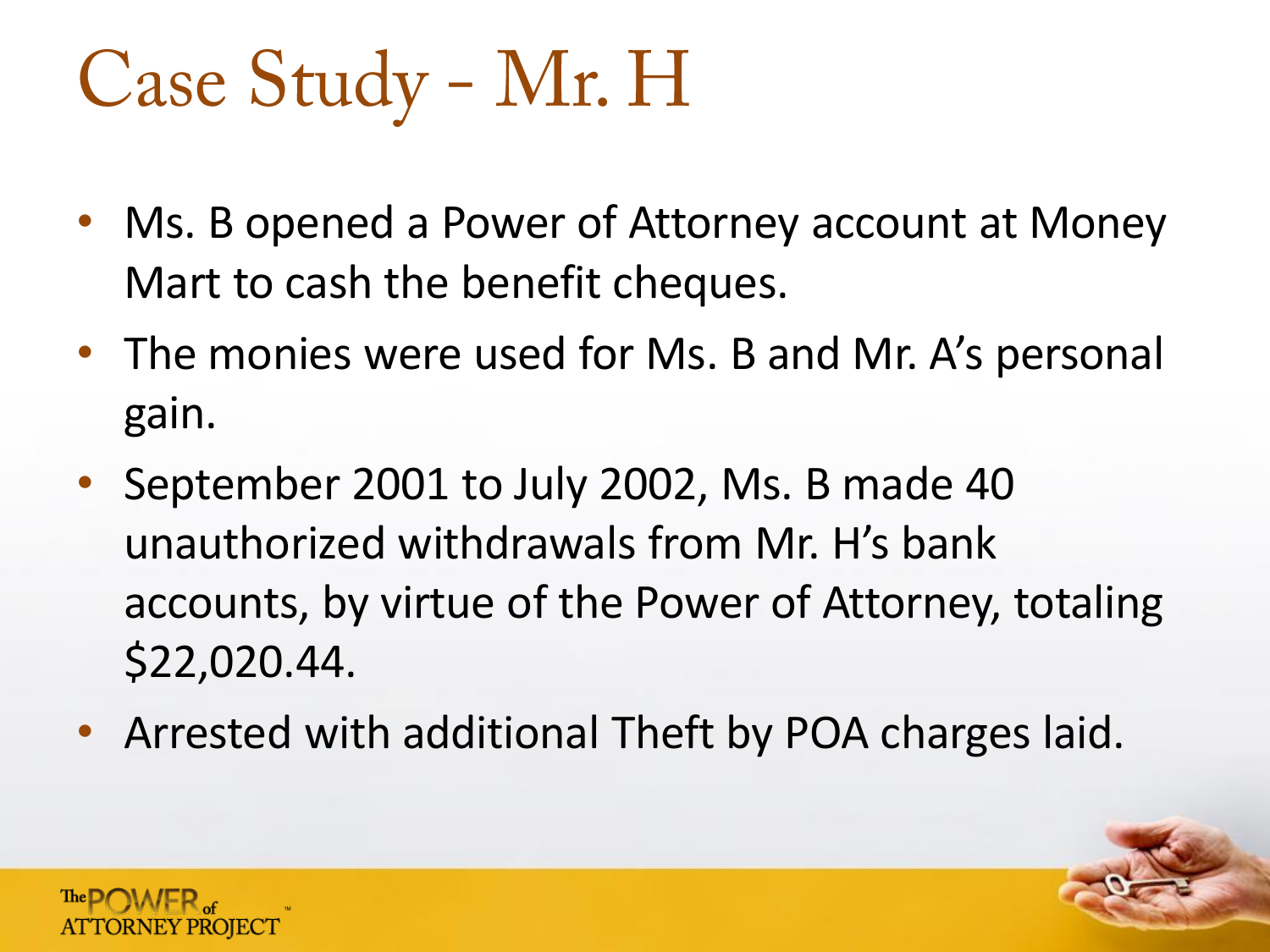# Case Study - Mr. H

- Ms. B opened a Power of Attorney account at Money Mart to cash the benefit cheques.
- The monies were used for Ms. B and Mr. A's personal gain.
- September 2001 to July 2002, Ms. B made 40 unauthorized withdrawals from Mr. H's bank accounts, by virtue of the Power of Attorney, totaling $22,020.44.
- Arrested with additional Theft by POA charges laid.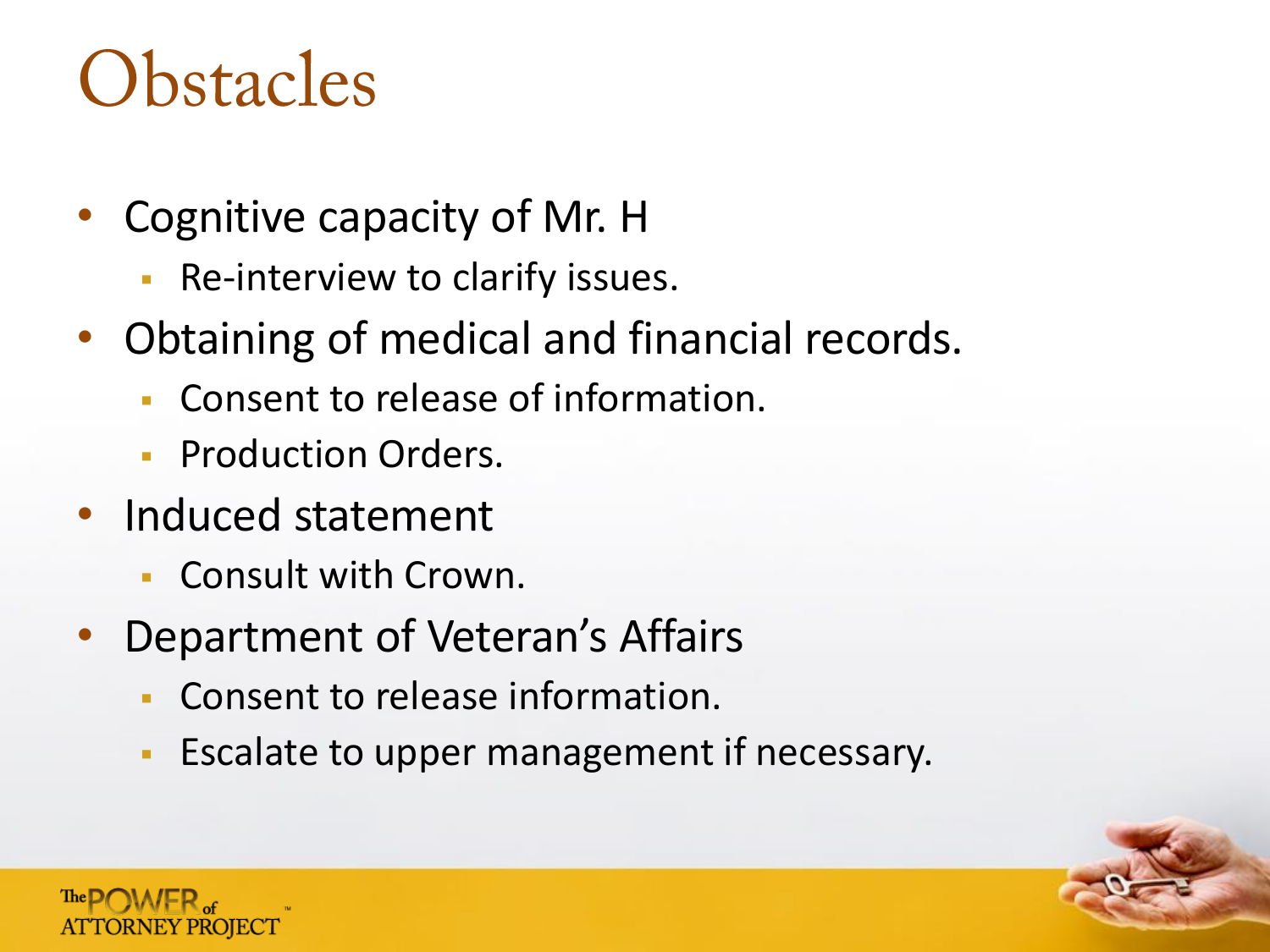# Obstacles

- Cognitive capacity of Mr. H
  - Re-interview to clarify issues.
- Obtaining of medical and financial records.
  - Consent to release of information.
  - Production Orders.
- Induced statement
  - Consult with Crown.
- Department of Veteran's Affairs
  - Consent to release information.
  - Escalate to upper management if necessary.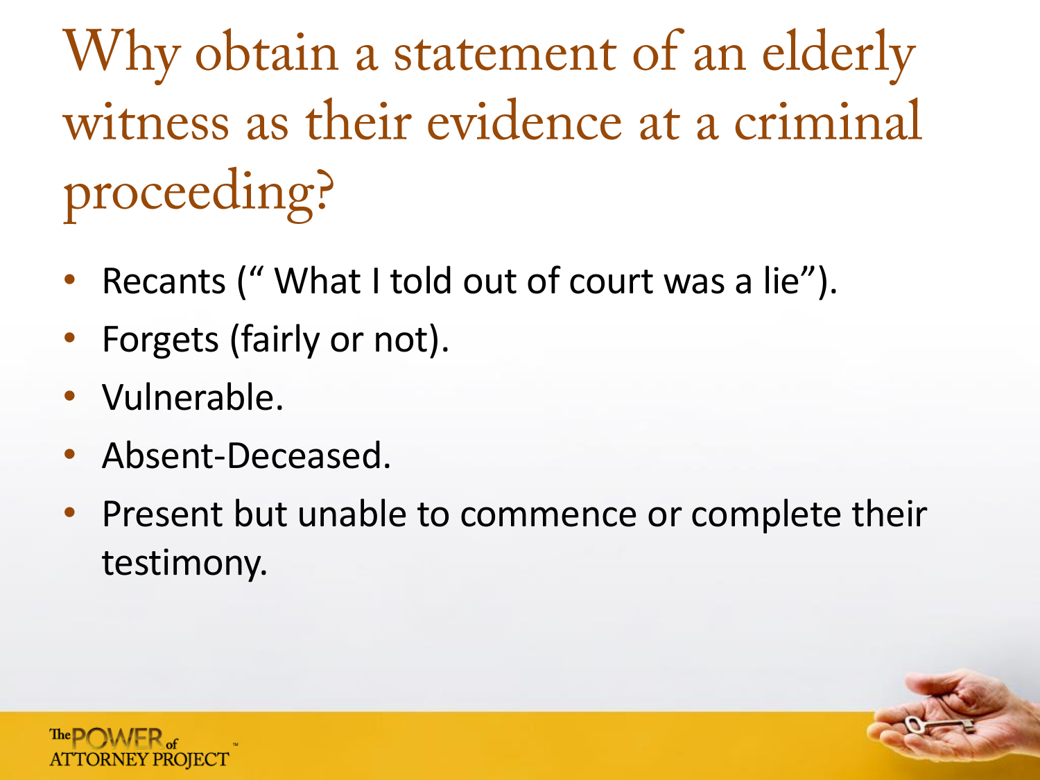# Why obtain a statement of an elderly witness as their evidence at a criminal proceeding?

- Recants (" What I told out of court was a lie").
- Forgets (fairly or not).
- Vulnerable.
- Absent-Deceased.
- Present but unable to commence or complete their testimony.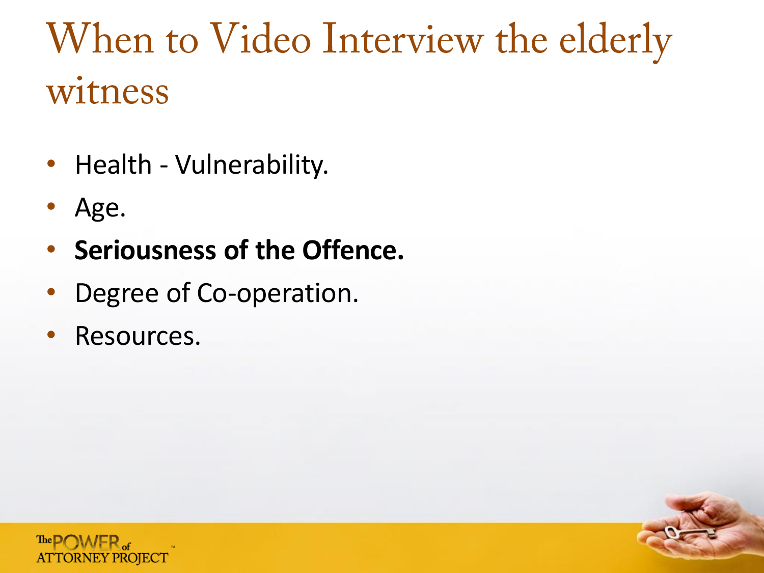# When to Video Interview the elderly witness

- Health - Vulnerability.
- Age.
- **Seriousness of the Offence.**
- Degree of Co-operation.
- Resources.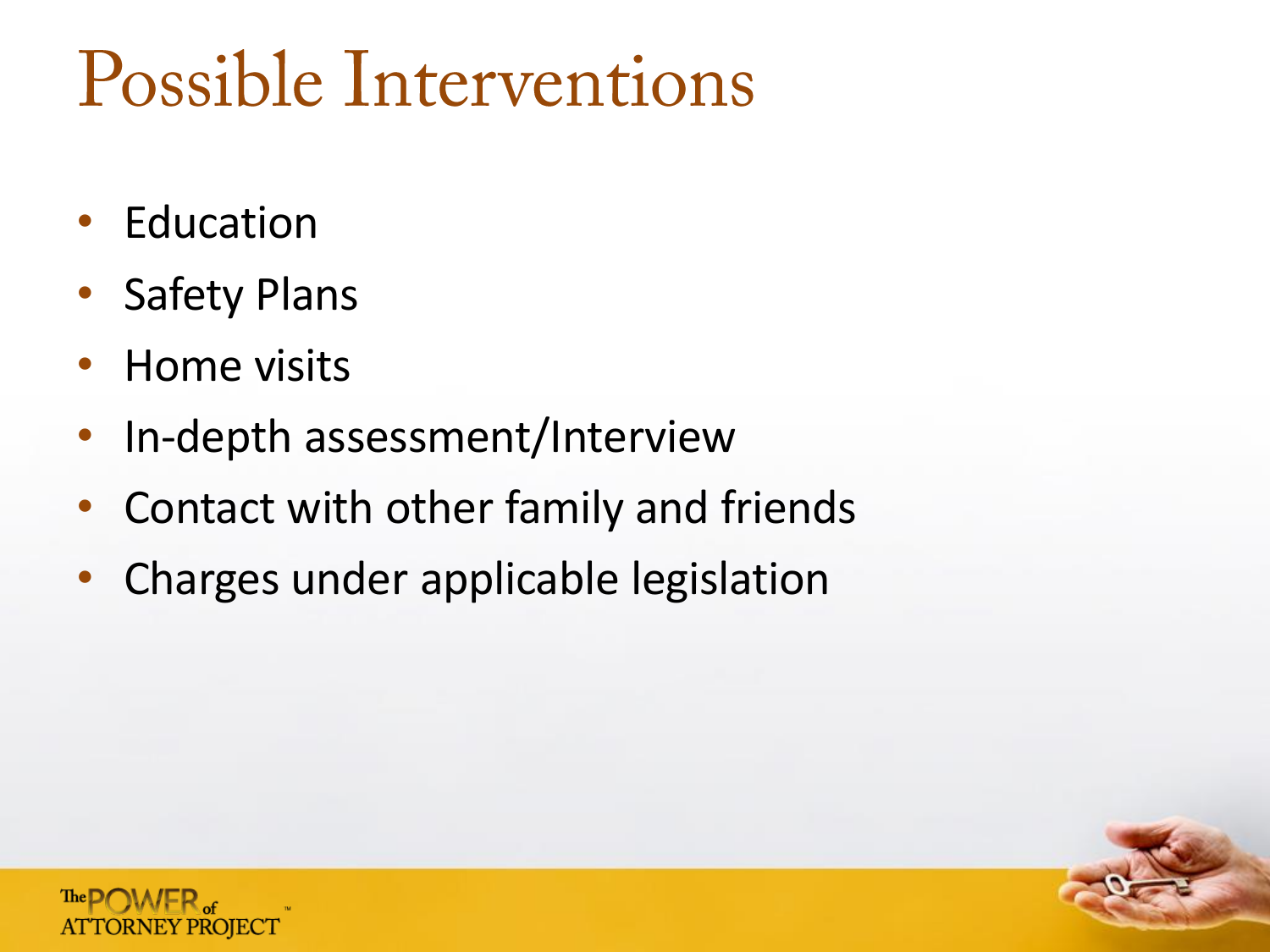# Possible Interventions

- Education
- Safety Plans
- Home visits
- In-depth assessment/Interview
- Contact with other family and friends
- Charges under applicable legislation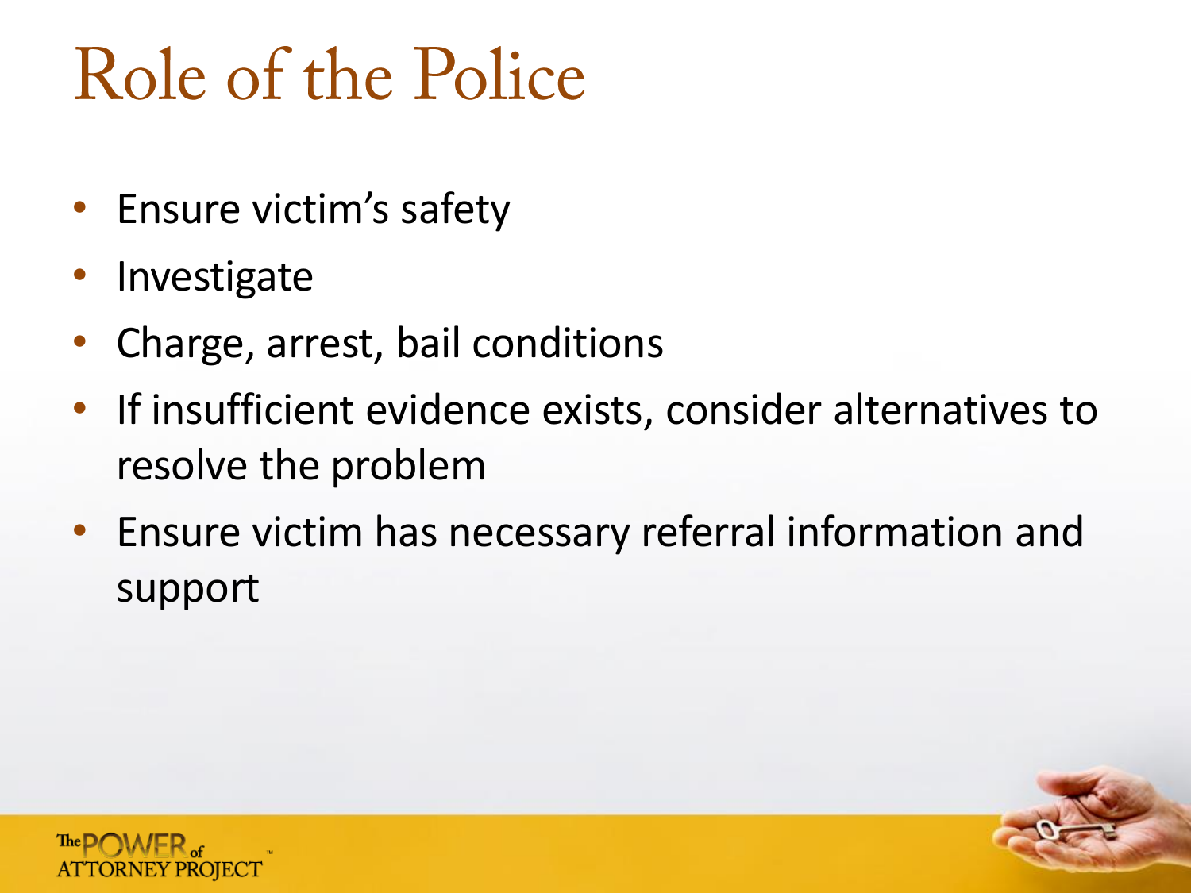# Role of the Police

- Ensure victim's safety
- Investigate
- Charge, arrest, bail conditions
- If insufficient evidence exists, consider alternatives to resolve the problem
- Ensure victim has necessary referral information and support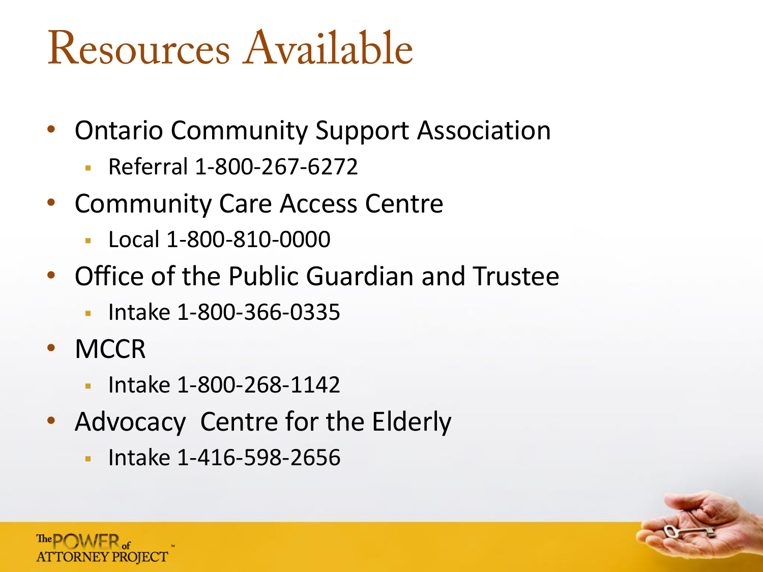# Resources Available

- Ontario Community Support Association
  - Referral 1-800-267-6272
- Community Care Access Centre
  - Local 1-800-810-0000
- Office of the Public Guardian and Trustee
  - Intake 1-800-366-0335
- MCCR
  - Intake 1-800-268-1142
- Advocacy  Centre for the Elderly
  - Intake 1-416-598-2656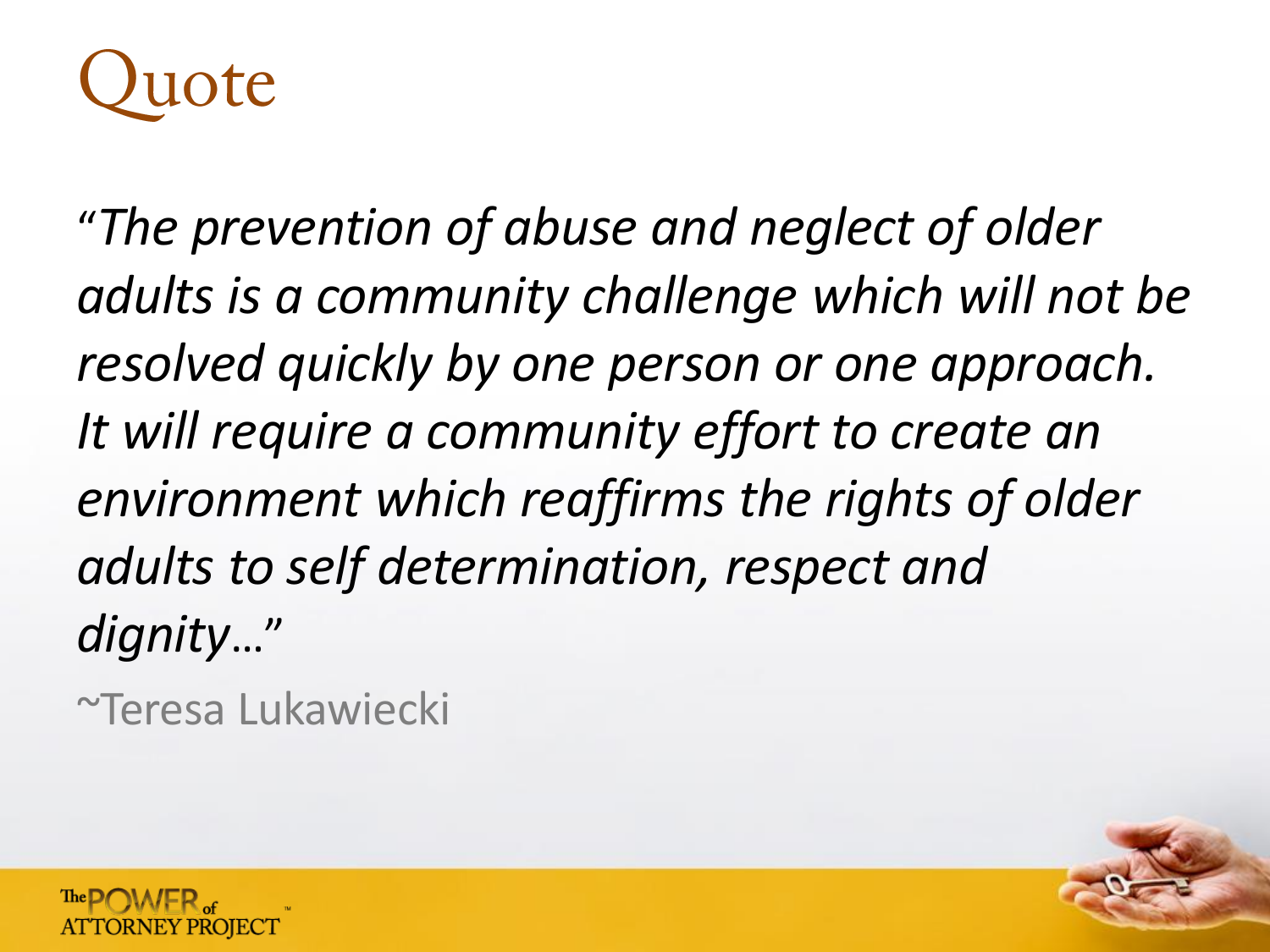# Quote

*"The prevention of abuse and neglect of older adults is a community challenge which will not be resolved quickly by one person or one approach. It will require a community effort to create an environment which reaffirms the rights of older adults to self determination, respect and dignity…"*

~Teresa Lukawiecki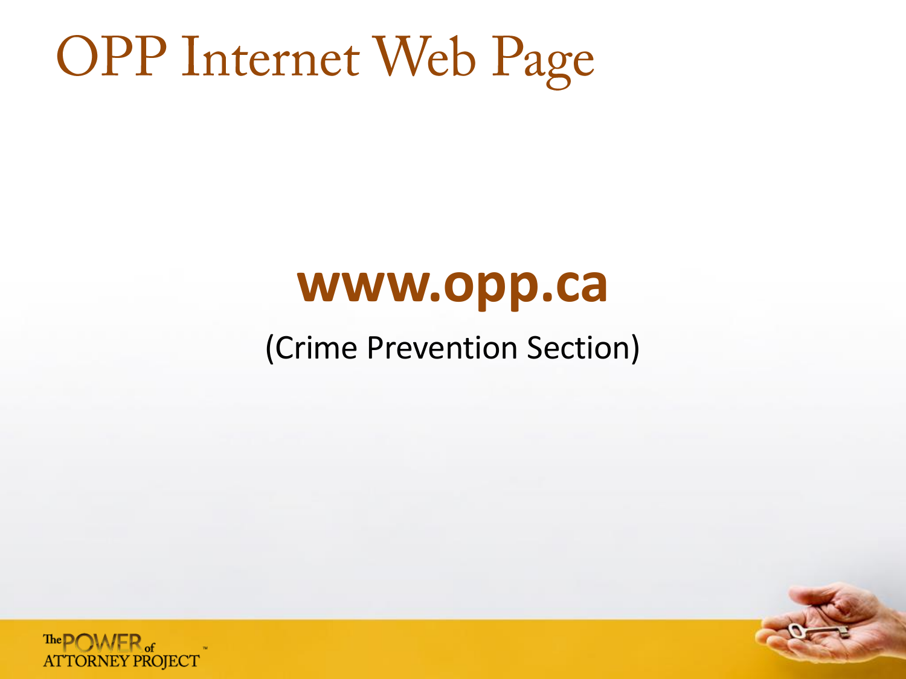# OPP Internet Web Page

**www.opp.ca**

(Crime Prevention Section)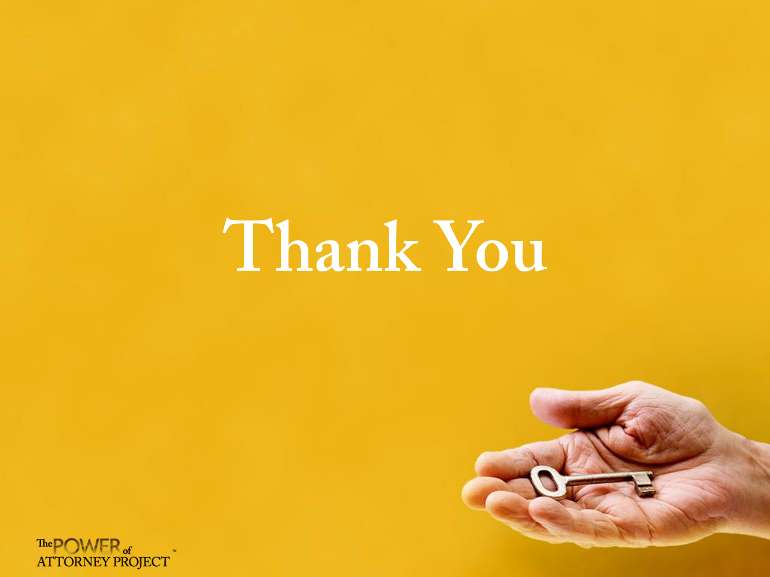# Thank You

The POWER of ATTORNEY PROJECT™